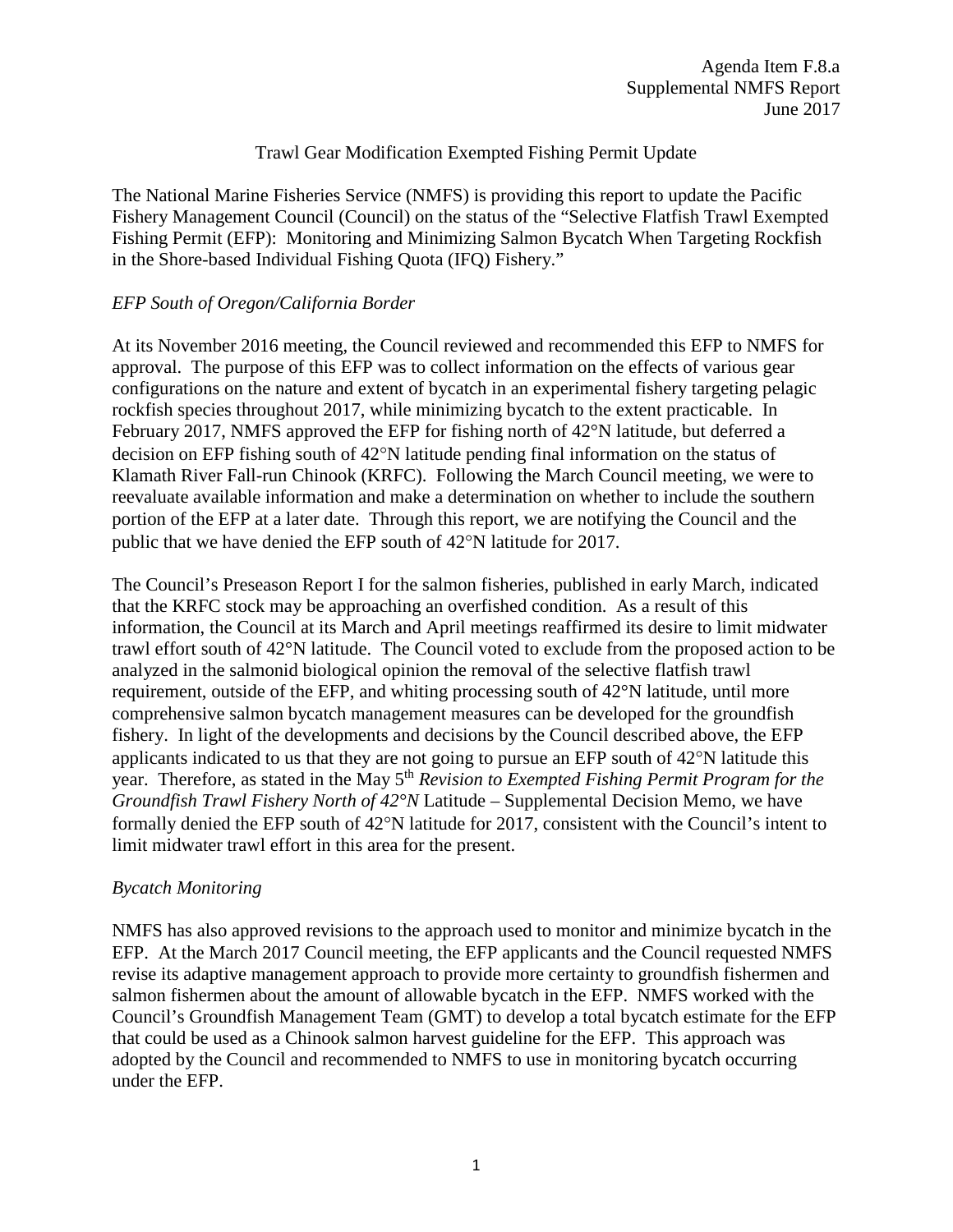Agenda Item F.8.a
Supplemental NMFS Report
June 2017

# Trawl Gear Modification Exempted Fishing Permit Update

The National Marine Fisheries Service (NMFS) is providing this report to update the Pacific Fishery Management Council (Council) on the status of the "Selective Flatfish Trawl Exempted Fishing Permit (EFP): Monitoring and Minimizing Salmon Bycatch When Targeting Rockfish in the Shore-based Individual Fishing Quota (IFQ) Fishery."

## *EFP South of Oregon/California Border*

At its November 2016 meeting, the Council reviewed and recommended this EFP to NMFS for approval. The purpose of this EFP was to collect information on the effects of various gear configurations on the nature and extent of bycatch in an experimental fishery targeting pelagic rockfish species throughout 2017, while minimizing bycatch to the extent practicable. In February 2017, NMFS approved the EFP for fishing north of 42°N latitude, but deferred a decision on EFP fishing south of 42°N latitude pending final information on the status of Klamath River Fall-run Chinook (KRFC). Following the March Council meeting, we were to reevaluate available information and make a determination on whether to include the southern portion of the EFP at a later date. Through this report, we are notifying the Council and the public that we have denied the EFP south of 42°N latitude for 2017.

The Council's Preseason Report I for the salmon fisheries, published in early March, indicated that the KRFC stock may be approaching an overfished condition. As a result of this information, the Council at its March and April meetings reaffirmed its desire to limit midwater trawl effort south of 42°N latitude. The Council voted to exclude from the proposed action to be analyzed in the salmonid biological opinion the removal of the selective flatfish trawl requirement, outside of the EFP, and whiting processing south of 42°N latitude, until more comprehensive salmon bycatch management measures can be developed for the groundfish fishery. In light of the developments and decisions by the Council described above, the EFP applicants indicated to us that they are not going to pursue an EFP south of 42°N latitude this year. Therefore, as stated in the May 5th *Revision to Exempted Fishing Permit Program for the Groundfish Trawl Fishery North of 42°N* Latitude – Supplemental Decision Memo, we have formally denied the EFP south of 42°N latitude for 2017, consistent with the Council's intent to limit midwater trawl effort in this area for the present.

## *Bycatch Monitoring*

NMFS has also approved revisions to the approach used to monitor and minimize bycatch in the EFP. At the March 2017 Council meeting, the EFP applicants and the Council requested NMFS revise its adaptive management approach to provide more certainty to groundfish fishermen and salmon fishermen about the amount of allowable bycatch in the EFP. NMFS worked with the Council's Groundfish Management Team (GMT) to develop a total bycatch estimate for the EFP that could be used as a Chinook salmon harvest guideline for the EFP. This approach was adopted by the Council and recommended to NMFS to use in monitoring bycatch occurring under the EFP.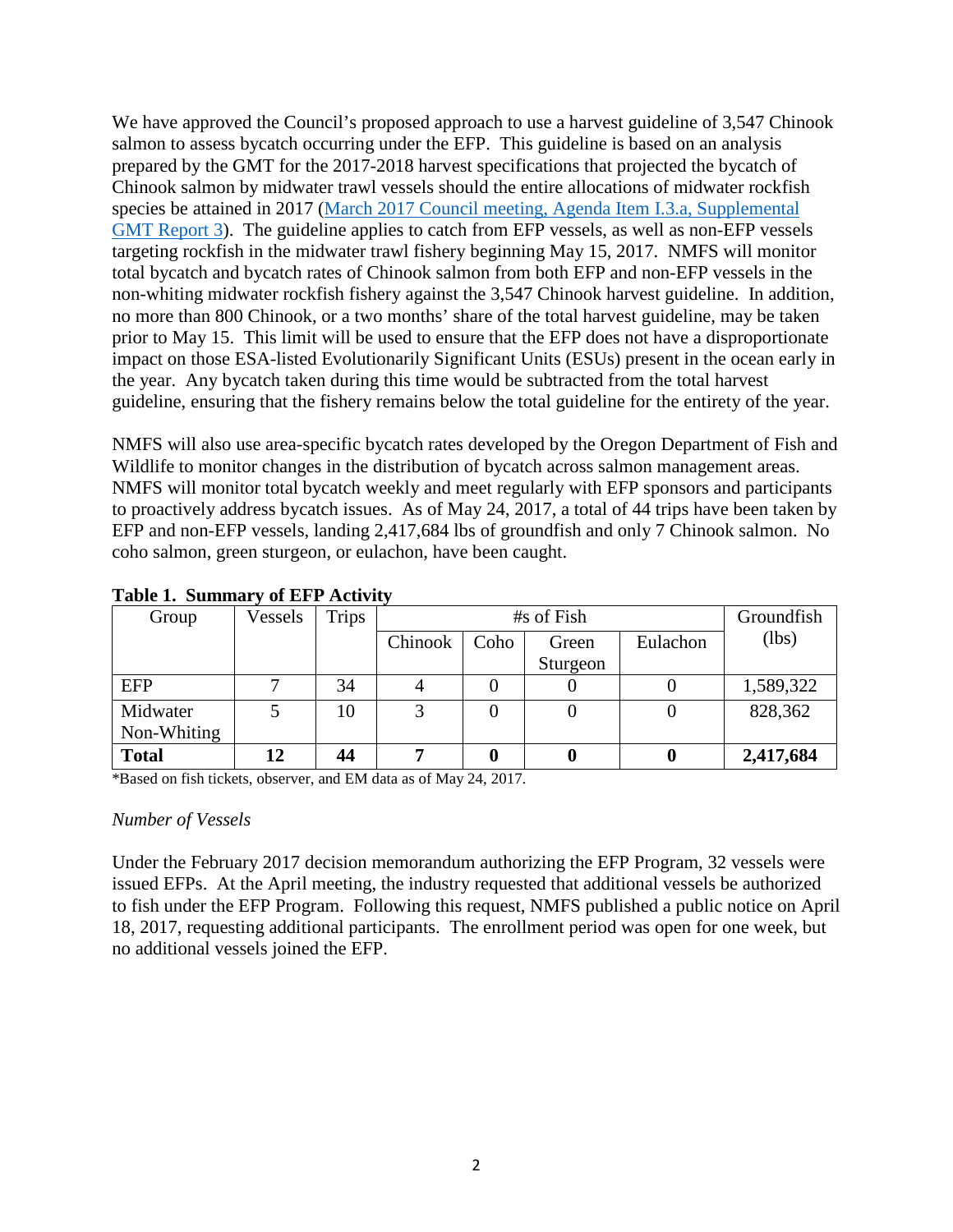We have approved the Council's proposed approach to use a harvest guideline of 3,547 Chinook salmon to assess bycatch occurring under the EFP. This guideline is based on an analysis prepared by the GMT for the 2017-2018 harvest specifications that projected the bycatch of Chinook salmon by midwater trawl vessels should the entire allocations of midwater rockfish species be attained in 2017 ([March 2017 Council meeting, Agenda Item I.3.a, Supplemental GMT Report 3]). The guideline applies to catch from EFP vessels, as well as non-EFP vessels targeting rockfish in the midwater trawl fishery beginning May 15, 2017. NMFS will monitor total bycatch and bycatch rates of Chinook salmon from both EFP and non-EFP vessels in the non-whiting midwater rockfish fishery against the 3,547 Chinook harvest guideline. In addition, no more than 800 Chinook, or a two months' share of the total harvest guideline, may be taken prior to May 15. This limit will be used to ensure that the EFP does not have a disproportionate impact on those ESA-listed Evolutionarily Significant Units (ESUs) present in the ocean early in the year. Any bycatch taken during this time would be subtracted from the total harvest guideline, ensuring that the fishery remains below the total guideline for the entirety of the year.

NMFS will also use area-specific bycatch rates developed by the Oregon Department of Fish and Wildlife to monitor changes in the distribution of bycatch across salmon management areas. NMFS will monitor total bycatch weekly and meet regularly with EFP sponsors and participants to proactively address bycatch issues. As of May 24, 2017, a total of 44 trips have been taken by EFP and non-EFP vessels, landing 2,417,684 lbs of groundfish and only 7 Chinook salmon. No coho salmon, green sturgeon, or eulachon, have been caught.

**Table 1. Summary of EFP Activity**

| Group | Vessels | Trips | #s of Fish | | | | Groundfish (lbs) |
|---|---|---|---|---|---|---|---|
| | | | Chinook | Coho | Green Sturgeon | Eulachon | |
| EFP | 7 | 34 | 4 | 0 | 0 | 0 | 1,589,322 |
| Midwater Non-Whiting | 5 | 10 | 3 | 0 | 0 | 0 | 828,362 |
| **Total** | **12** | **44** | **7** | **0** | **0** | **0** | **2,417,684** |

*Based on fish tickets, observer, and EM data as of May 24, 2017.

*Number of Vessels*

Under the February 2017 decision memorandum authorizing the EFP Program, 32 vessels were issued EFPs. At the April meeting, the industry requested that additional vessels be authorized to fish under the EFP Program. Following this request, NMFS published a public notice on April 18, 2017, requesting additional participants. The enrollment period was open for one week, but no additional vessels joined the EFP.